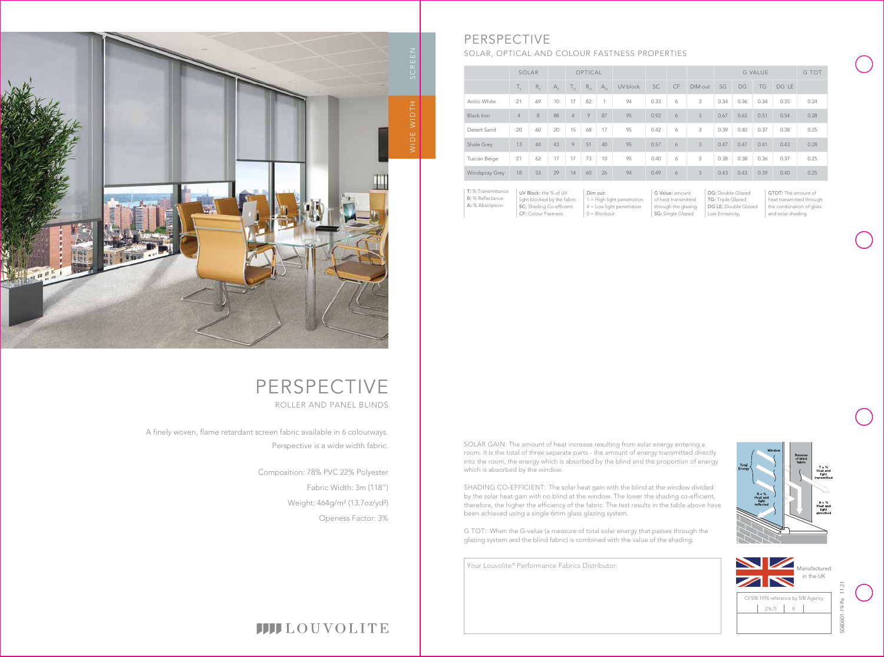SCREEN

WIDE WIDTH

# PERSPECTIVE

ROLLER AND PANEL BLINDS

A finely woven, flame retardant screen fabric available in 6 colourways.
Perspective is a wide width fabric.

Composition: 78% PVC 22% Polyester

Fabric Width: 3m (118")

Weight: 464g/m² (13.7oz/yd²)

Openess Factor: 3%

LOUVOLITE

# PERSPECTIVE

## SOLAR, OPTICAL AND COLOUR FASTNESS PROPERTIES

| | SOLAR | | | OPTICAL | | | | | | | G VALUE | | | | G TOT |
|---|---|---|---|---|---|---|---|---|---|---|---|---|---|---|---|
| | $T_S$ | $R_S$ | $A_S$ | $T_O$ | $R_O$ | $A_O$ | UV block | SC | CF | DIM out | SG | DG | TG | DG LE | |
| Arctic White | 21 | 69 | 10 | 17 | 82 | 1 | 94 | 0.33 | 6 | 3 | 0.34 | 0.36 | 0.34 | 0.35 | 0.24 |
| Black Iron | 4 | 8 | 88 | 4 | 9 | 87 | 95 | 0.92 | 6 | 3 | 0.67 | 0.65 | 0.51 | 0.54 | 0.28 |
| Desert Sand | 20 | 60 | 20 | 15 | 68 | 17 | 95 | 0.42 | 6 | 3 | 0.39 | 0.40 | 0.37 | 0.38 | 0.25 |
| Shale Grey | 13 | 44 | 43 | 9 | 51 | 40 | 95 | 0.57 | 6 | 3 | 0.47 | 0.47 | 0.41 | 0.43 | 0.28 |
| Tuscan Beige | 21 | 62 | 17 | 17 | 73 | 10 | 95 | 0.40 | 6 | 3 | 0.38 | 0.38 | 0.36 | 0.37 | 0.25 |
| Windspray Grey | 18 | 53 | 29 | 14 | 60 | 26 | 94 | 0.49 | 6 | 3 | 0.43 | 0.43 | 0.39 | 0.40 | 0.25 |

**T:** % Transmittance
**R:** % Reflectance
**A:** % Absorption

**UV Block:** the % of UV light blocked by the fabric
**SC:** Shading Co-efficient
**CF:** Colour Fastness

**Dim out:**
1 = High light penetration
4 = Low light penetration
5 = Blockout

**G Value:** amount of heat transmitted through the glazing
**SG:** Single Glazed

**DG:** Double Glazed
**TG:** Triple Glazed
**DG LE:** Double Glazed Low Emissivity.

**GTOT:** The amount of heat transmitted through the combination of glass and solar shading.

SOLAR GAIN: The amount of heat increase resulting from solar energy entering a room. It is the total of three separate parts - the amount of energy transmitted directly into the room, the energy which is absorbed by the blind and the proportion of energy which is absorbed by the window.

SHADING CO-EFFICIENT: The solar heat gain with the blind at the window divided by the solar heat gain with no blind at the window. The lower the shading co-efficient, therefore, the higher the efficiency of the fabric. The test results in the table above have been achieved using a single 6mm glass glazing system.

G TOT: When the G-value (a measure of total solar energy that passes through the glazing system and the blind fabric) is combined with the value of the shading.

Window | Reverse of blind fabric | Total Energy | R = % Heat and light reflected | T = % Heat and light transmitted | A = % Heat and light absorbed

Your Louvolite® Performance Fabrics Distributor:

Manufactured in the UK

CI/SfB 1976 reference by SfB Agency

| (76.7) | X | |
|---|---|---|

S06601-19-Pe 11:21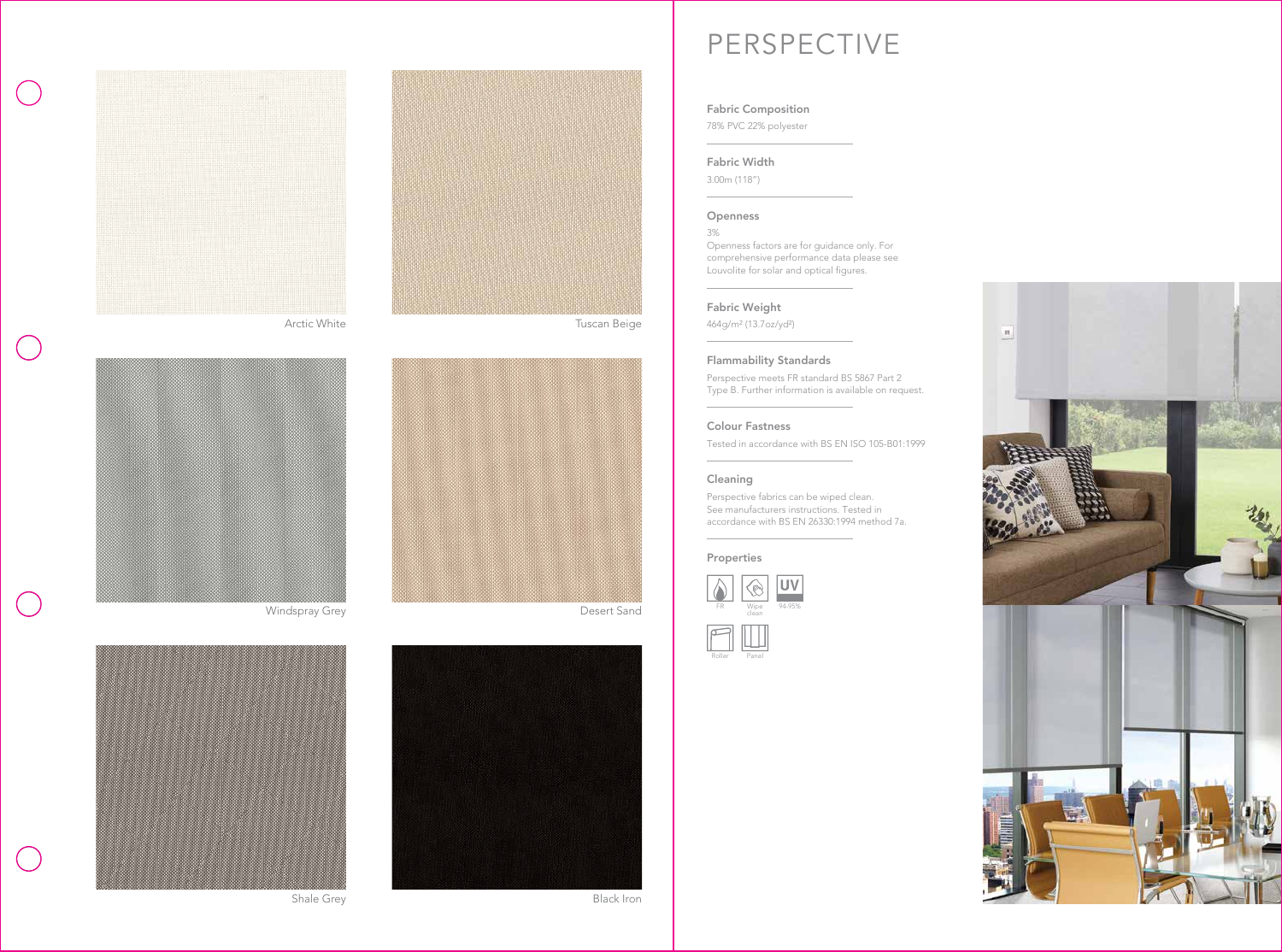Arctic White

Tuscan Beige

Windspray Grey

Desert Sand

Shale Grey

Black Iron

# PERSPECTIVE

### Fabric Composition

78% PVC 22% polyester

### Fabric Width

3.00m (118")

### Openness

3%

Openness factors are for guidance only. For comprehensive performance data please see Louvolite for solar and optical figures.

### Fabric Weight

464g/m² (13.7oz/yd²)

### Flammability Standards

Perspective meets FR standard BS 5867 Part 2 Type B. Further information is available on request.

### Colour Fastness

Tested in accordance with BS EN ISO 105-B01:1999

### Cleaning

Perspective fabrics can be wiped clean. See manufacturers instructions. Tested in accordance with BS EN 26330:1994 method 7a.

### Properties

FR

Wipe clean

UV 94-95%

Roller

Panel